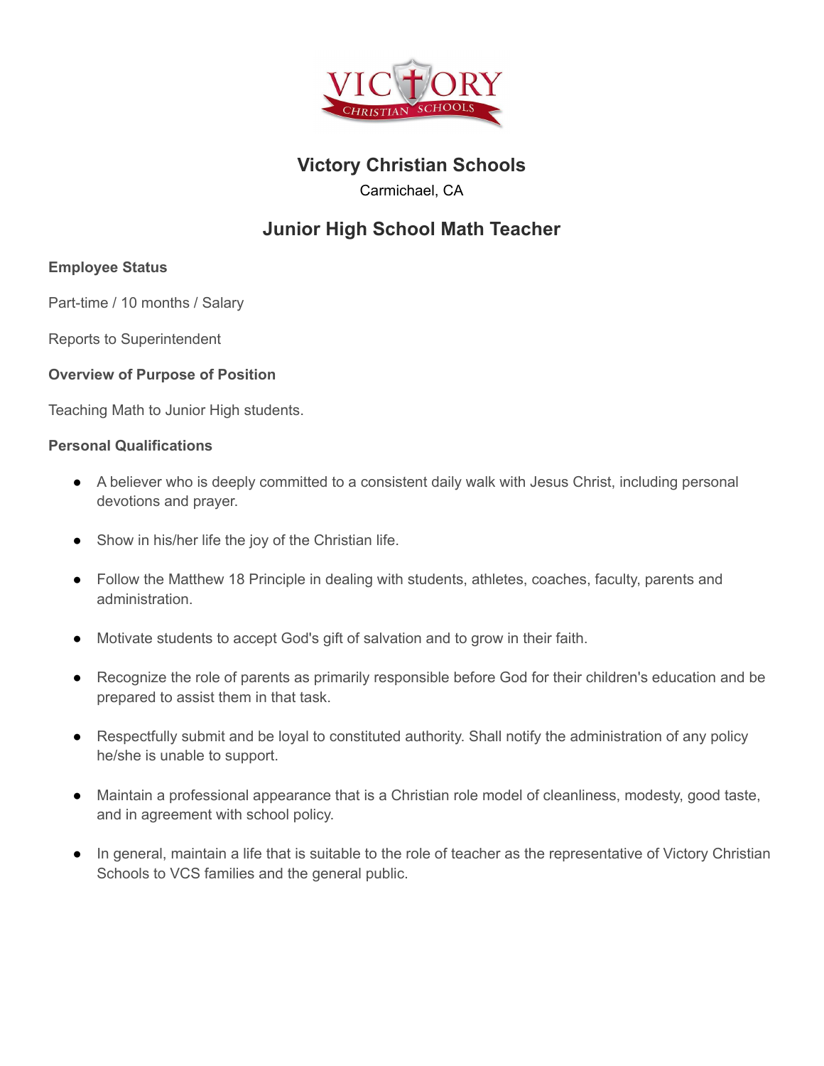# Victory Christian Schools

Carmichael, CA

## Junior High School Math Teacher

**Employee Status**

Part-time / 10 months / Salary

Reports to Superintendent

**Overview of Purpose of Position**

Teaching Math to Junior High students.

**Personal Qualifications**

- A believer who is deeply committed to a consistent daily walk with Jesus Christ, including personal devotions and prayer.
- Show in his/her life the joy of the Christian life.
- Follow the Matthew 18 Principle in dealing with students, athletes, coaches, faculty, parents and administration.
- Motivate students to accept God's gift of salvation and to grow in their faith.
- Recognize the role of parents as primarily responsible before God for their children's education and be prepared to assist them in that task.
- Respectfully submit and be loyal to constituted authority. Shall notify the administration of any policy he/she is unable to support.
- Maintain a professional appearance that is a Christian role model of cleanliness, modesty, good taste, and in agreement with school policy.
- In general, maintain a life that is suitable to the role of teacher as the representative of Victory Christian Schools to VCS families and the general public.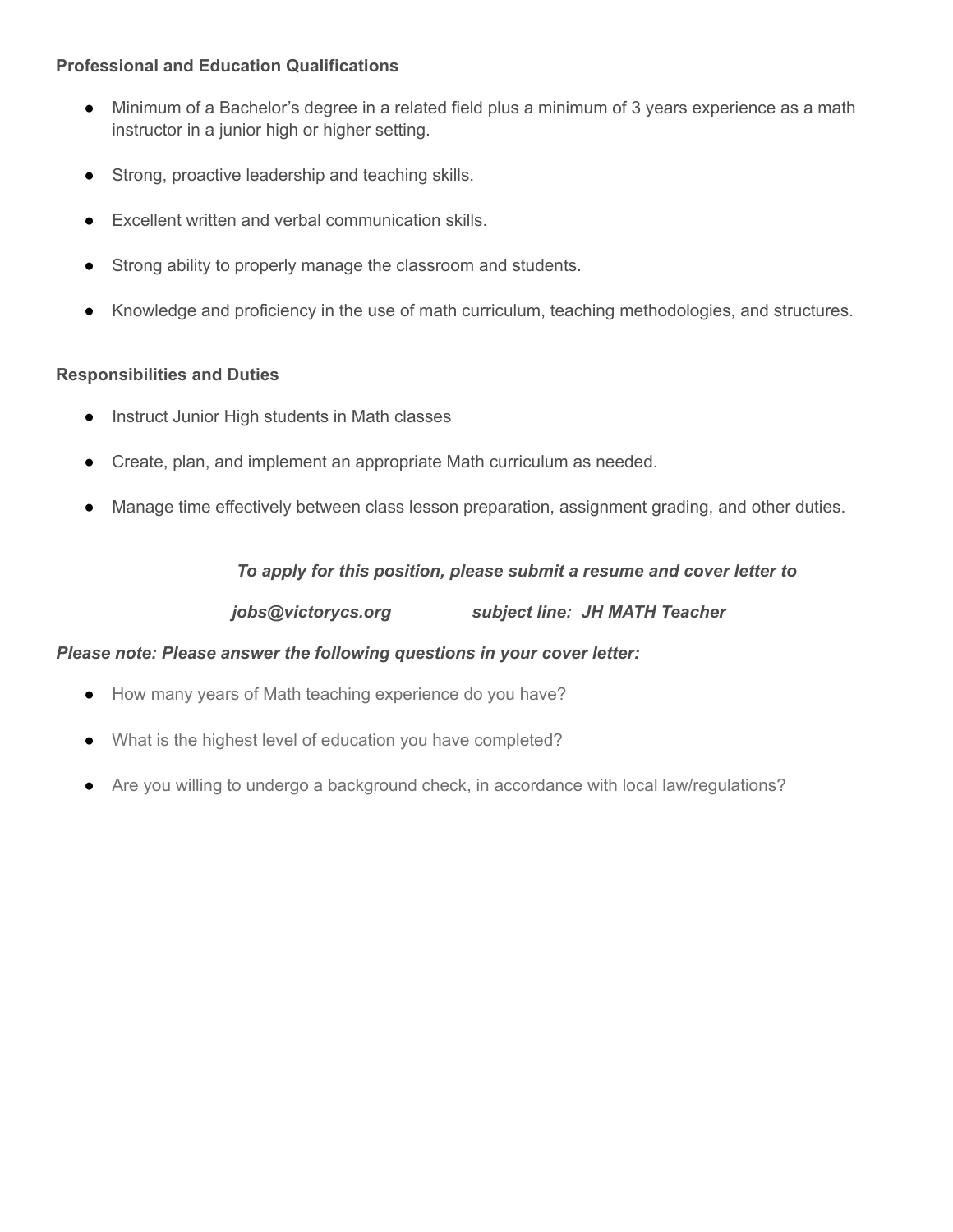**Professional and Education Qualifications**

- Minimum of a Bachelor's degree in a related field plus a minimum of 3 years experience as a math instructor in a junior high or higher setting.
- Strong, proactive leadership and teaching skills.
- Excellent written and verbal communication skills.
- Strong ability to properly manage the classroom and students.
- Knowledge and proficiency in the use of math curriculum, teaching methodologies, and structures.

**Responsibilities and Duties**

- Instruct Junior High students in Math classes
- Create, plan, and implement an appropriate Math curriculum as needed.
- Manage time effectively between class lesson preparation, assignment grading, and other duties.

***To apply for this position, please submit a resume and cover letter to***

***jobs@victorycs.org subject line: JH MATH Teacher***

***Please note: Please answer the following questions in your cover letter:***

- How many years of Math teaching experience do you have?
- What is the highest level of education you have completed?
- Are you willing to undergo a background check, in accordance with local law/regulations?